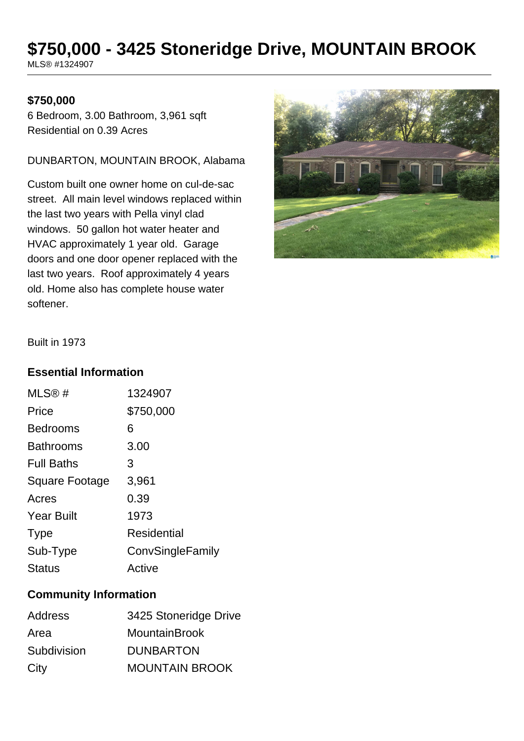# $750,000 - 3425 Stoneridge Drive, MOUNTAIN BROOK

MLS® #1324907

**$750,000**

6 Bedroom, 3.00 Bathroom, 3,961 sqft
Residential on 0.39 Acres

DUNBARTON, MOUNTAIN BROOK, Alabama

Custom built one owner home on cul-de-sac street. All main level windows replaced within the last two years with Pella vinyl clad windows. 50 gallon hot water heater and HVAC approximately 1 year old. Garage doors and one door opener replaced with the last two years. Roof approximately 4 years old. Home also has complete house water softener.

Built in 1973

## Essential Information

| | |
|---|---|
| MLS® # | 1324907 |
| Price | $750,000 |
| Bedrooms | 6 |
| Bathrooms | 3.00 |
| Full Baths | 3 |
| Square Footage | 3,961 |
| Acres | 0.39 |
| Year Built | 1973 |
| Type | Residential |
| Sub-Type | ConvSingleFamily |
| Status | Active |

## Community Information

| | |
|---|---|
| Address | 3425 Stoneridge Drive |
| Area | MountainBrook |
| Subdivision | DUNBARTON |
| City | MOUNTAIN BROOK |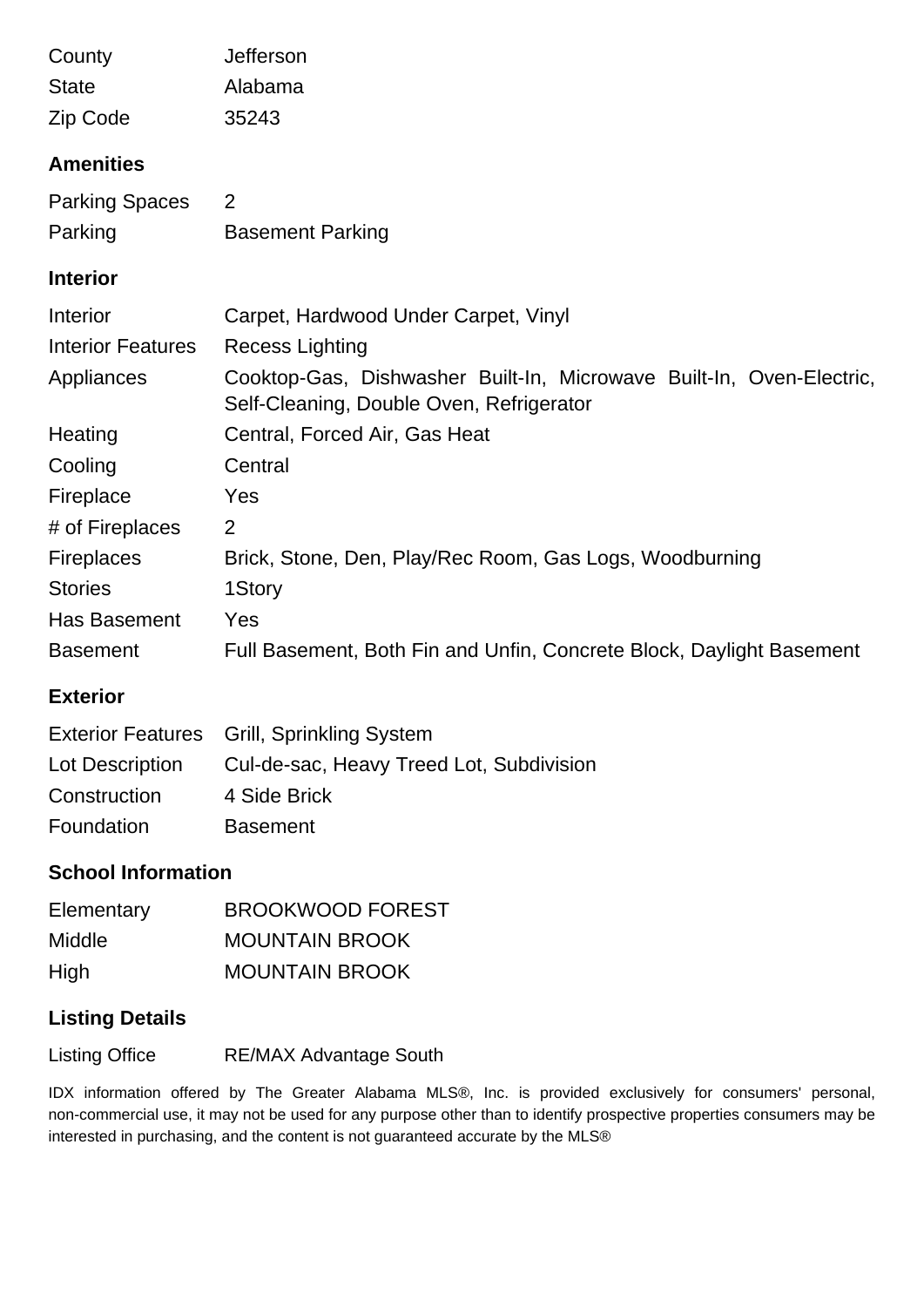| | |
|---|---|
| County | Jefferson |
| State | Alabama |
| Zip Code | 35243 |

### Amenities

| | |
|---|---|
| Parking Spaces | 2 |
| Parking | Basement Parking |

### Interior

| | |
|---|---|
| Interior | Carpet, Hardwood Under Carpet, Vinyl |
| Interior Features | Recess Lighting |
| Appliances | Cooktop-Gas, Dishwasher Built-In, Microwave Built-In, Oven-Electric, Self-Cleaning, Double Oven, Refrigerator |
| Heating | Central, Forced Air, Gas Heat |
| Cooling | Central |
| Fireplace | Yes |
| # of Fireplaces | 2 |
| Fireplaces | Brick, Stone, Den, Play/Rec Room, Gas Logs, Woodburning |
| Stories | 1Story |
| Has Basement | Yes |
| Basement | Full Basement, Both Fin and Unfin, Concrete Block, Daylight Basement |

### Exterior

| | |
|---|---|
| Exterior Features | Grill, Sprinkling System |
| Lot Description | Cul-de-sac, Heavy Treed Lot, Subdivision |
| Construction | 4 Side Brick |
| Foundation | Basement |

### School Information

| | |
|---|---|
| Elementary | BROOKWOOD FOREST |
| Middle | MOUNTAIN BROOK |
| High | MOUNTAIN BROOK |

### Listing Details

| | |
|---|---|
| Listing Office | RE/MAX Advantage South |

IDX information offered by The Greater Alabama MLS®, Inc. is provided exclusively for consumers' personal, non-commercial use, it may not be used for any purpose other than to identify prospective properties consumers may be interested in purchasing, and the content is not guaranteed accurate by the MLS®